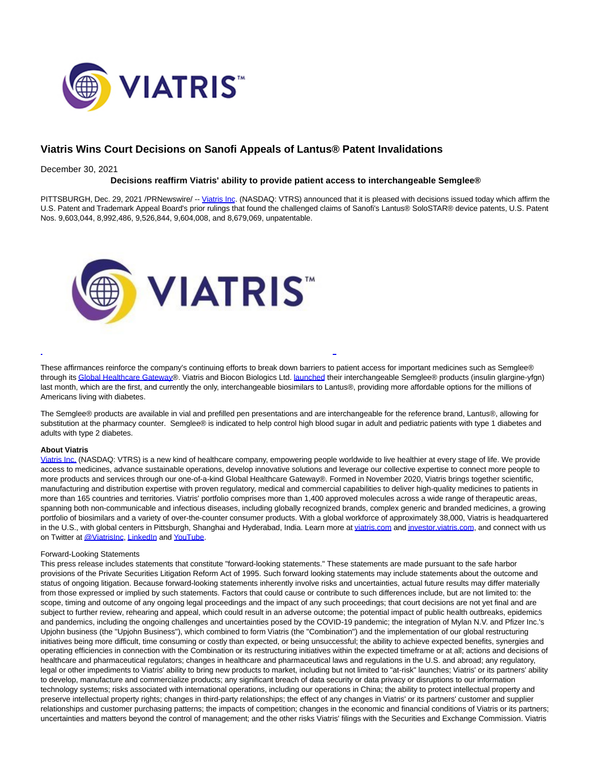# Viatris Wins Court Decisions on Sanofi Appeals of Lantus® Patent Invalidations

December 30, 2021

**Decisions reaffirm Viatris' ability to provide patient access to interchangeable Semglee®**

PITTSBURGH, Dec. 29, 2021 /PRNewswire/ -- Viatris Inc. (NASDAQ: VTRS) announced that it is pleased with decisions issued today which affirm the U.S. Patent and Trademark Appeal Board's prior rulings that found the challenged claims of Sanofi's Lantus® SoloSTAR® device patents, U.S. Patent Nos. 9,603,044, 8,992,486, 9,526,844, 9,604,008, and 8,679,069, unpatentable.

These affirmances reinforce the company's continuing efforts to break down barriers to patient access for important medicines such as Semglee® through its Global Healthcare Gateway®. Viatris and Biocon Biologics Ltd. launched their interchangeable Semglee® products (insulin glargine-yfgn) last month, which are the first, and currently the only, interchangeable biosimilars to Lantus®, providing more affordable options for the millions of Americans living with diabetes.

The Semglee® products are available in vial and prefilled pen presentations and are interchangeable for the reference brand, Lantus®, allowing for substitution at the pharmacy counter. Semglee® is indicated to help control high blood sugar in adult and pediatric patients with type 1 diabetes and adults with type 2 diabetes.

**About Viatris**

Viatris Inc. (NASDAQ: VTRS) is a new kind of healthcare company, empowering people worldwide to live healthier at every stage of life. We provide access to medicines, advance sustainable operations, develop innovative solutions and leverage our collective expertise to connect more people to more products and services through our one-of-a-kind Global Healthcare Gateway®. Formed in November 2020, Viatris brings together scientific, manufacturing and distribution expertise with proven regulatory, medical and commercial capabilities to deliver high-quality medicines to patients in more than 165 countries and territories. Viatris' portfolio comprises more than 1,400 approved molecules across a wide range of therapeutic areas, spanning both non-communicable and infectious diseases, including globally recognized brands, complex generic and branded medicines, a growing portfolio of biosimilars and a variety of over-the-counter consumer products. With a global workforce of approximately 38,000, Viatris is headquartered in the U.S., with global centers in Pittsburgh, Shanghai and Hyderabad, India. Learn more at viatris.com and investor.viatris.com, and connect with us on Twitter at @ViatrisInc, LinkedIn and YouTube.

Forward-Looking Statements

This press release includes statements that constitute "forward-looking statements." These statements are made pursuant to the safe harbor provisions of the Private Securities Litigation Reform Act of 1995. Such forward looking statements may include statements about the outcome and status of ongoing litigation. Because forward-looking statements inherently involve risks and uncertainties, actual future results may differ materially from those expressed or implied by such statements. Factors that could cause or contribute to such differences include, but are not limited to: the scope, timing and outcome of any ongoing legal proceedings and the impact of any such proceedings; that court decisions are not yet final and are subject to further review, rehearing and appeal, which could result in an adverse outcome; the potential impact of public health outbreaks, epidemics and pandemics, including the ongoing challenges and uncertainties posed by the COVID-19 pandemic; the integration of Mylan N.V. and Pfizer Inc.'s Upjohn business (the "Upjohn Business"), which combined to form Viatris (the "Combination") and the implementation of our global restructuring initiatives being more difficult, time consuming or costly than expected, or being unsuccessful; the ability to achieve expected benefits, synergies and operating efficiencies in connection with the Combination or its restructuring initiatives within the expected timeframe or at all; actions and decisions of healthcare and pharmaceutical regulators; changes in healthcare and pharmaceutical laws and regulations in the U.S. and abroad; any regulatory, legal or other impediments to Viatris' ability to bring new products to market, including but not limited to "at-risk" launches; Viatris' or its partners' ability to develop, manufacture and commercialize products; any significant breach of data security or data privacy or disruptions to our information technology systems; risks associated with international operations, including our operations in China; the ability to protect intellectual property and preserve intellectual property rights; changes in third-party relationships; the effect of any changes in Viatris' or its partners' customer and supplier relationships and customer purchasing patterns; the impacts of competition; changes in the economic and financial conditions of Viatris or its partners; uncertainties and matters beyond the control of management; and the other risks Viatris' filings with the Securities and Exchange Commission. Viatris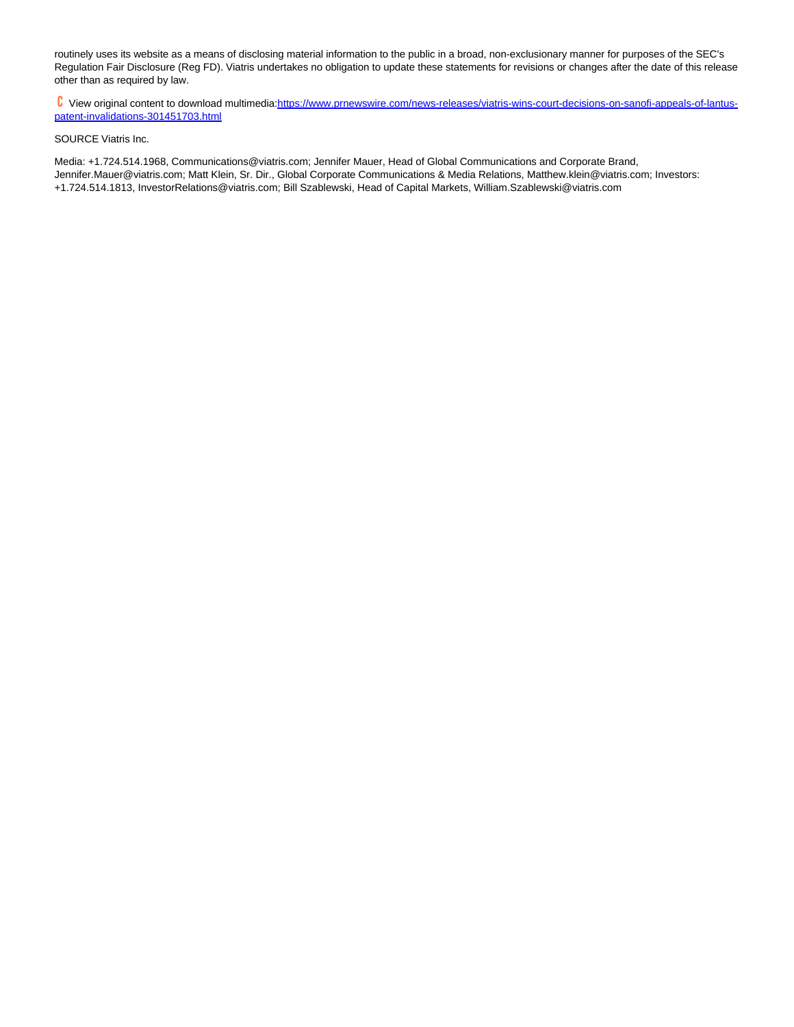routinely uses its website as a means of disclosing material information to the public in a broad, non-exclusionary manner for purposes of the SEC's Regulation Fair Disclosure (Reg FD). Viatris undertakes no obligation to update these statements for revisions or changes after the date of this release other than as required by law.

View original content to download multimedia:[https://www.prnewswire.com/news-releases/viatris-wins-court-decisions-on-sanofi-appeals-of-lantus-patent-invalidations-301451703.html](https://www.prnewswire.com/news-releases/viatris-wins-court-decisions-on-sanofi-appeals-of-lantus-patent-invalidations-301451703.html)

SOURCE Viatris Inc.

Media: +1.724.514.1968, Communications@viatris.com; Jennifer Mauer, Head of Global Communications and Corporate Brand, Jennifer.Mauer@viatris.com; Matt Klein, Sr. Dir., Global Corporate Communications & Media Relations, Matthew.klein@viatris.com; Investors: +1.724.514.1813, InvestorRelations@viatris.com; Bill Szablewski, Head of Capital Markets, William.Szablewski@viatris.com